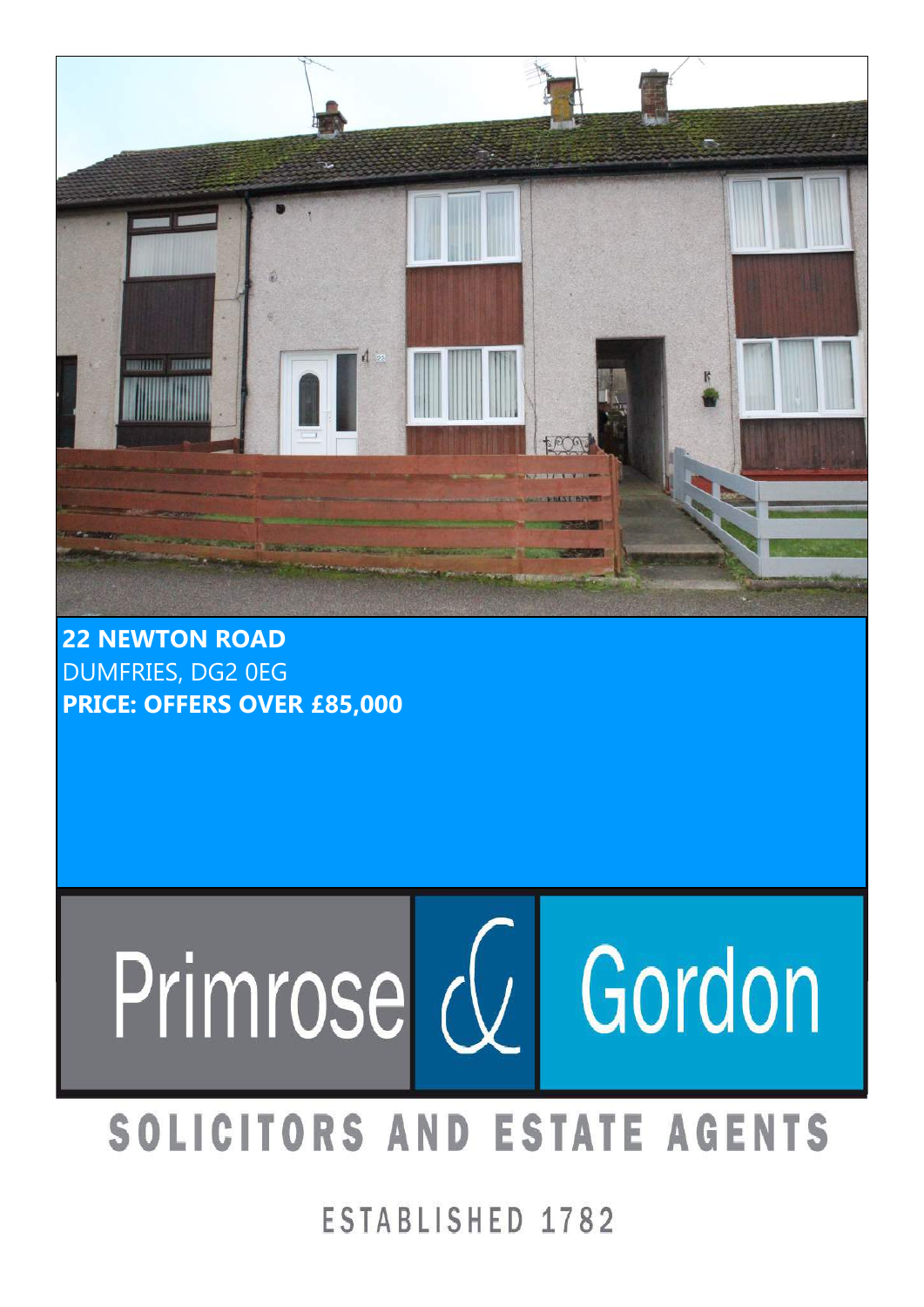**22 NEWTON ROAD**
DUMFRIES, DG2 0EG
**PRICE: OFFERS OVER £85,000**

Primrose & Gordon

SOLICITORS AND ESTATE AGENTS

ESTABLISHED 1782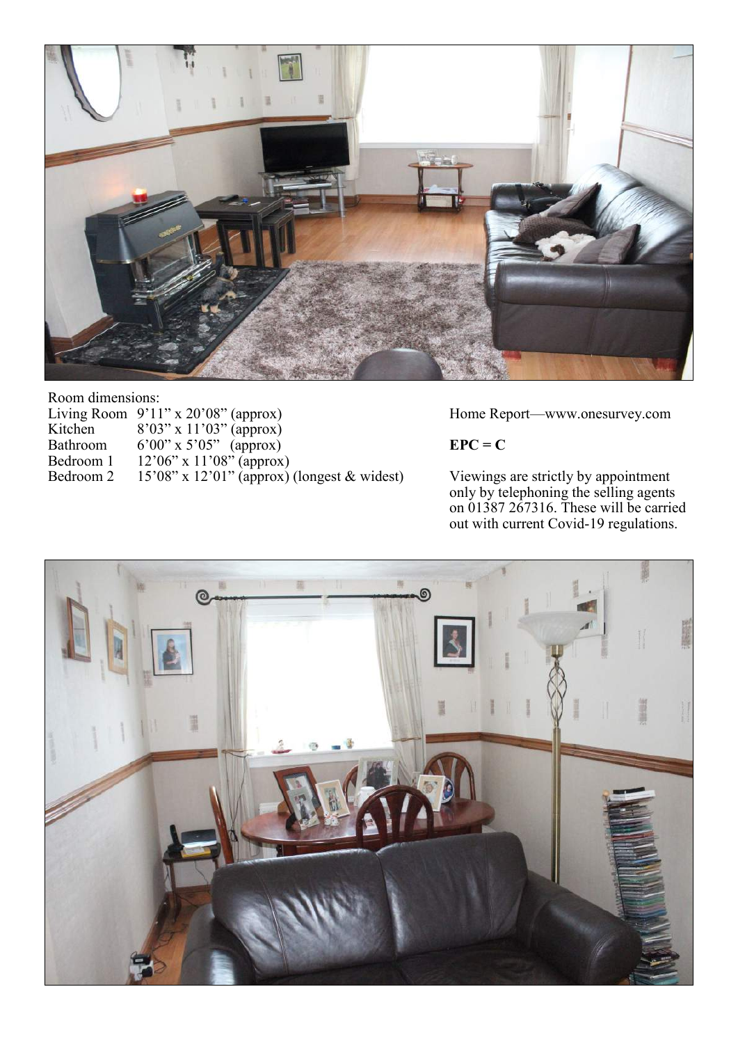Room dimensions:

| | |
|---|---|
| Living Room | 9'11" x 20'08" (approx) |
| Kitchen | 8'03" x 11'03" (approx) |
| Bathroom | 6'00" x 5'05" (approx) |
| Bedroom 1 | 12'06" x 11'08" (approx) |
| Bedroom 2 | 15'08" x 12'01" (approx) (longest & widest) |

Home Report—www.onesurvey.com

**EPC = C**

Viewings are strictly by appointment only by telephoning the selling agents on 01387 267316. These will be carried out with current Covid-19 regulations.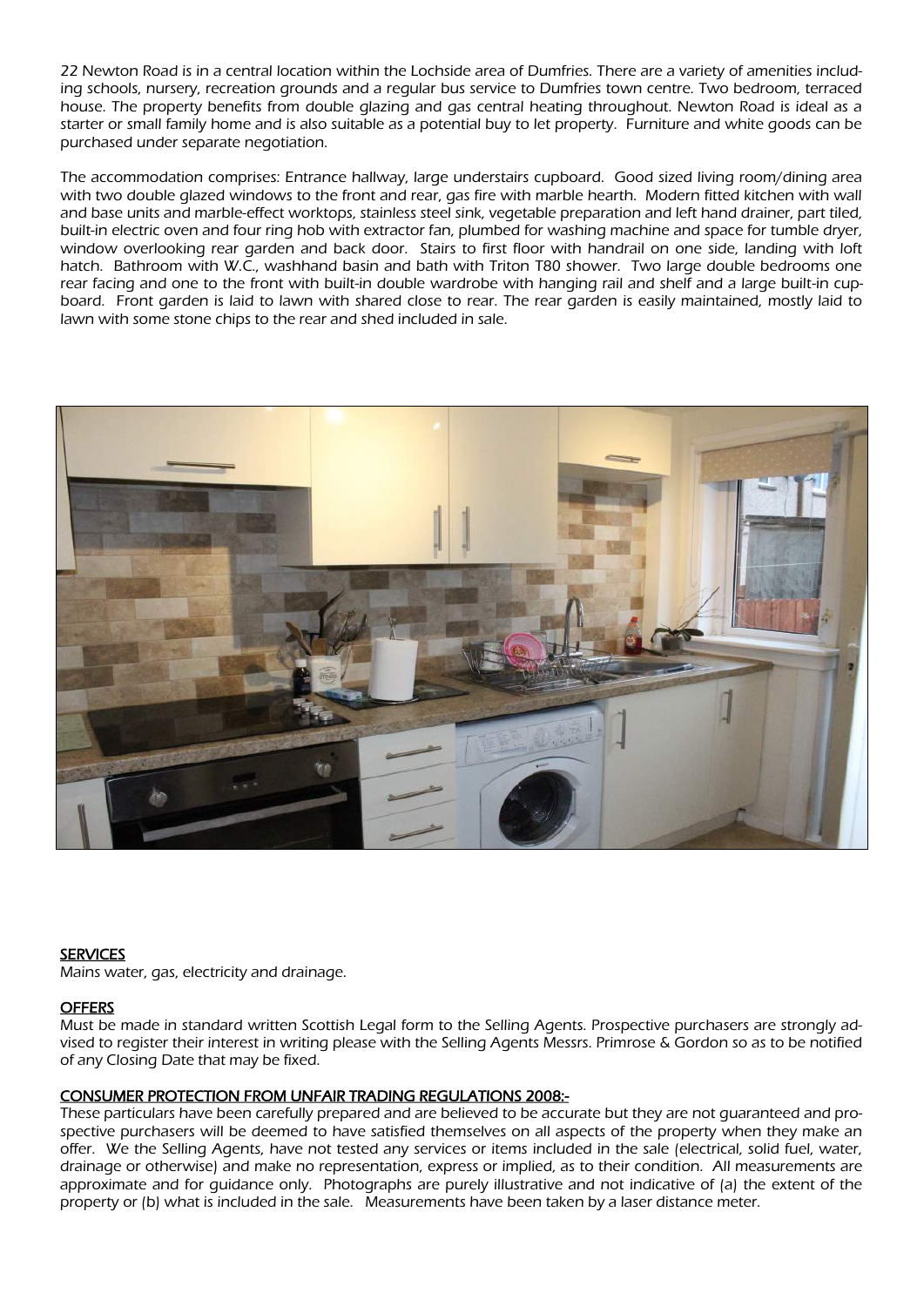22 Newton Road is in a central location within the Lochside area of Dumfries. There are a variety of amenities including schools, nursery, recreation grounds and a regular bus service to Dumfries town centre. Two bedroom, terraced house. The property benefits from double glazing and gas central heating throughout. Newton Road is ideal as a starter or small family home and is also suitable as a potential buy to let property. Furniture and white goods can be purchased under separate negotiation.

The accommodation comprises: Entrance hallway, large understairs cupboard. Good sized living room/dining area with two double glazed windows to the front and rear, gas fire with marble hearth. Modern fitted kitchen with wall and base units and marble-effect worktops, stainless steel sink, vegetable preparation and left hand drainer, part tiled, built-in electric oven and four ring hob with extractor fan, plumbed for washing machine and space for tumble dryer, window overlooking rear garden and back door. Stairs to first floor with handrail on one side, landing with loft hatch. Bathroom with W.C., washhand basin and bath with Triton T80 shower. Two large double bedrooms one rear facing and one to the front with built-in double wardrobe with hanging rail and shelf and a large built-in cupboard. Front garden is laid to lawn with shared close to rear. The rear garden is easily maintained, mostly laid to lawn with some stone chips to the rear and shed included in sale.

## SERVICES

Mains water, gas, electricity and drainage.

## OFFERS

Must be made in standard written Scottish Legal form to the Selling Agents. Prospective purchasers are strongly advised to register their interest in writing please with the Selling Agents Messrs. Primrose & Gordon so as to be notified of any Closing Date that may be fixed.

## CONSUMER PROTECTION FROM UNFAIR TRADING REGULATIONS 2008:-

These particulars have been carefully prepared and are believed to be accurate but they are not guaranteed and prospective purchasers will be deemed to have satisfied themselves on all aspects of the property when they make an offer. We the Selling Agents, have not tested any services or items included in the sale (electrical, solid fuel, water, drainage or otherwise) and make no representation, express or implied, as to their condition. All measurements are approximate and for guidance only. Photographs are purely illustrative and not indicative of (a) the extent of the property or (b) what is included in the sale. Measurements have been taken by a laser distance meter.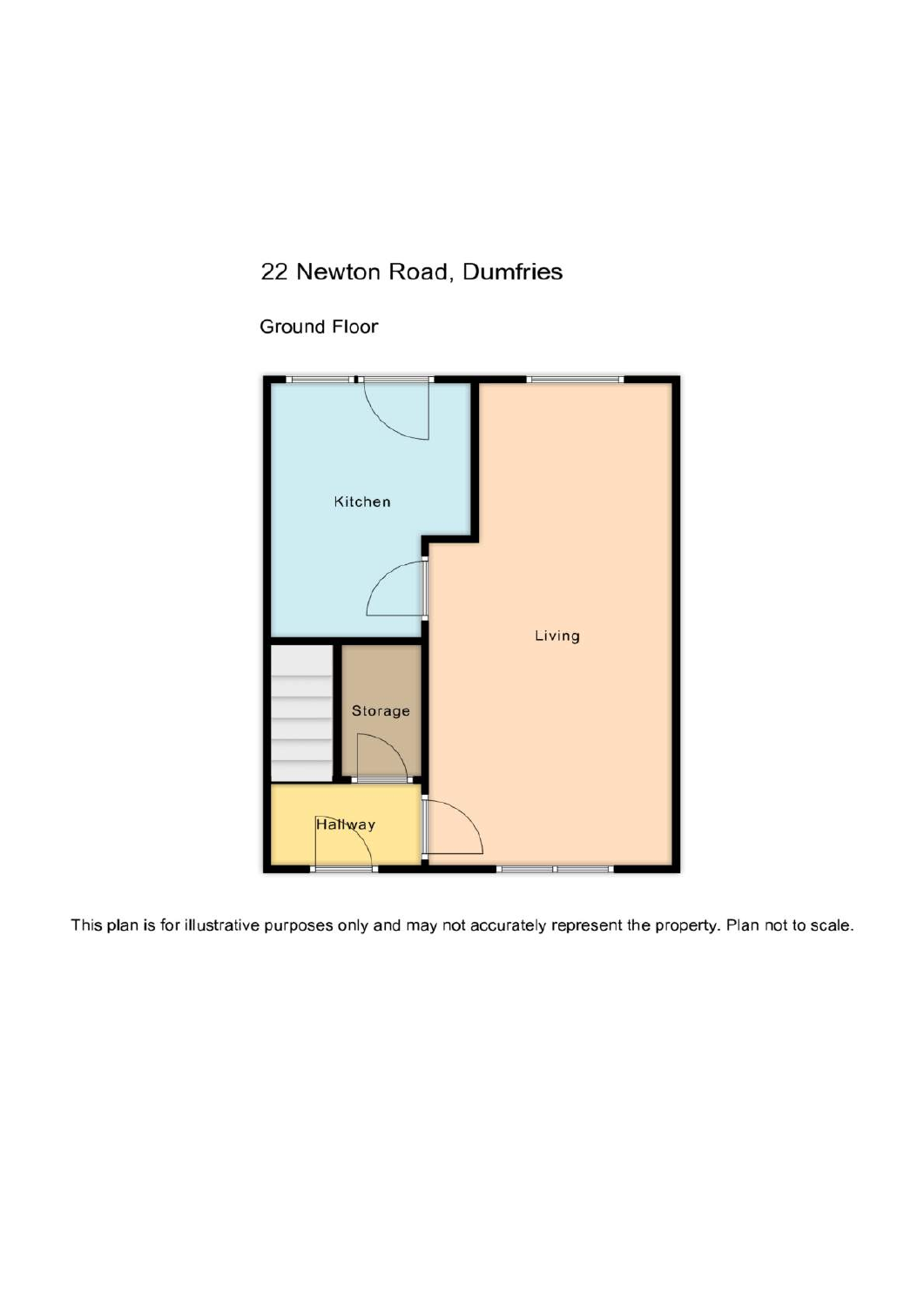# 22 Newton Road, Dumfries

## Ground Floor

Kitchen

Living

Storage

Hallway

This plan is for illustrative purposes only and may not accurately represent the property. Plan not to scale.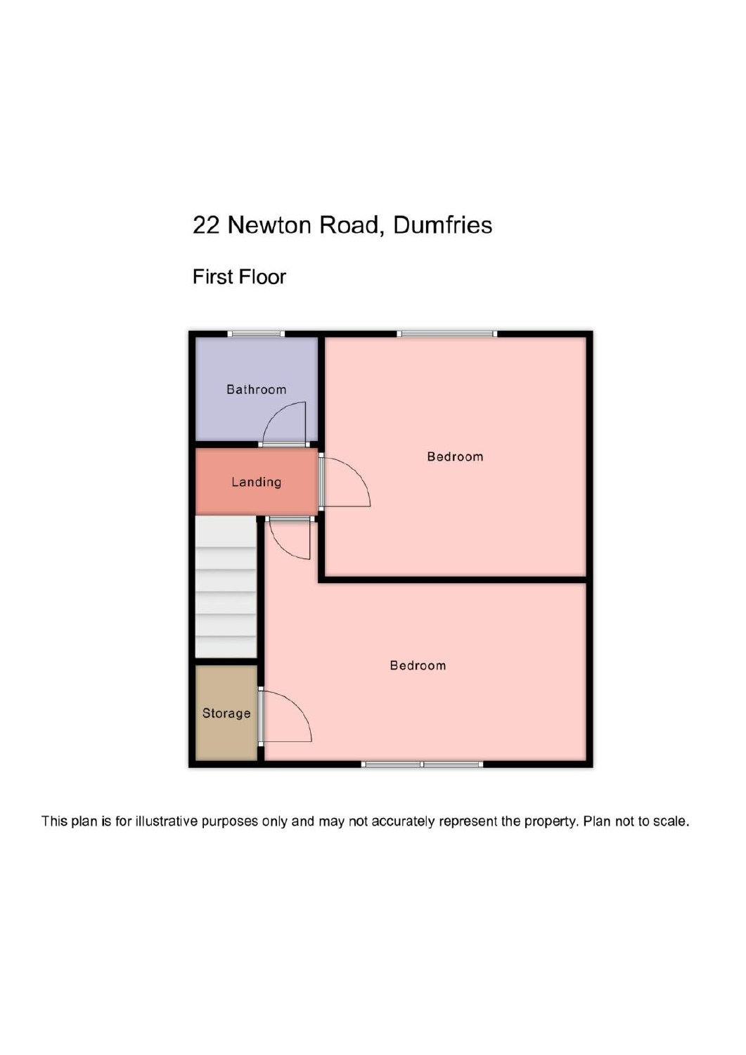# 22 Newton Road, Dumfries

## First Floor

Bathroom

Landing

Bedroom

Bedroom

Storage

This plan is for illustrative purposes only and may not accurately represent the property. Plan not to scale.